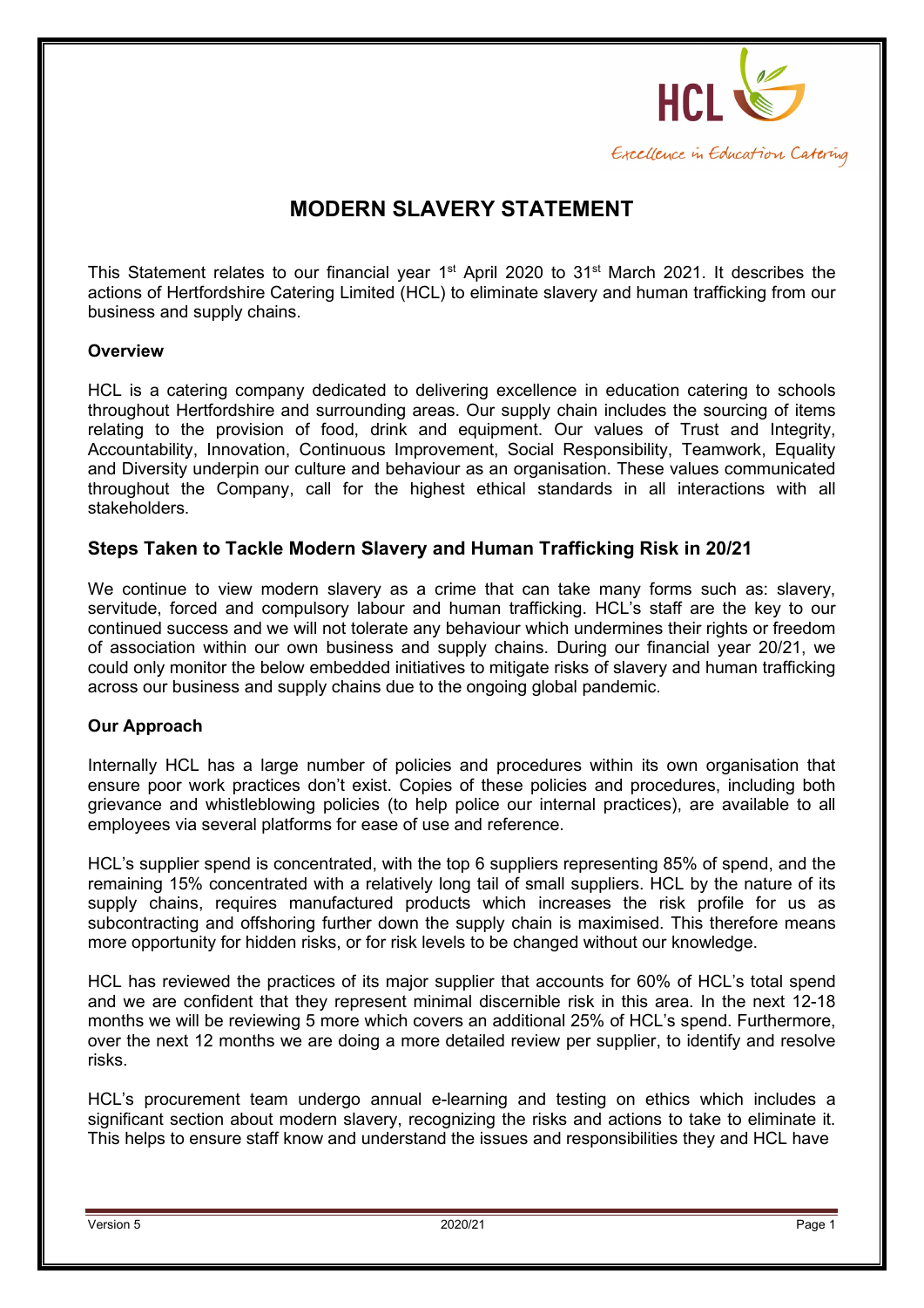HCL

*Excellence in Education Catering*

# MODERN SLAVERY STATEMENT

This Statement relates to our financial year 1st April 2020 to 31st March 2021. It describes the actions of Hertfordshire Catering Limited (HCL) to eliminate slavery and human trafficking from our business and supply chains.

**Overview**

HCL is a catering company dedicated to delivering excellence in education catering to schools throughout Hertfordshire and surrounding areas. Our supply chain includes the sourcing of items relating to the provision of food, drink and equipment. Our values of Trust and Integrity, Accountability, Innovation, Continuous Improvement, Social Responsibility, Teamwork, Equality and Diversity underpin our culture and behaviour as an organisation. These values communicated throughout the Company, call for the highest ethical standards in all interactions with all stakeholders.

## Steps Taken to Tackle Modern Slavery and Human Trafficking Risk in 20/21

We continue to view modern slavery as a crime that can take many forms such as: slavery, servitude, forced and compulsory labour and human trafficking. HCL's staff are the key to our continued success and we will not tolerate any behaviour which undermines their rights or freedom of association within our own business and supply chains. During our financial year 20/21, we could only monitor the below embedded initiatives to mitigate risks of slavery and human trafficking across our business and supply chains due to the ongoing global pandemic.

**Our Approach**

Internally HCL has a large number of policies and procedures within its own organisation that ensure poor work practices don't exist. Copies of these policies and procedures, including both grievance and whistleblowing policies (to help police our internal practices), are available to all employees via several platforms for ease of use and reference.

HCL's supplier spend is concentrated, with the top 6 suppliers representing 85% of spend, and the remaining 15% concentrated with a relatively long tail of small suppliers. HCL by the nature of its supply chains, requires manufactured products which increases the risk profile for us as subcontracting and offshoring further down the supply chain is maximised. This therefore means more opportunity for hidden risks, or for risk levels to be changed without our knowledge.

HCL has reviewed the practices of its major supplier that accounts for 60% of HCL's total spend and we are confident that they represent minimal discernible risk in this area. In the next 12-18 months we will be reviewing 5 more which covers an additional 25% of HCL's spend. Furthermore, over the next 12 months we are doing a more detailed review per supplier, to identify and resolve risks.

HCL's procurement team undergo annual e-learning and testing on ethics which includes a significant section about modern slavery, recognizing the risks and actions to take to eliminate it. This helps to ensure staff know and understand the issues and responsibilities they and HCL have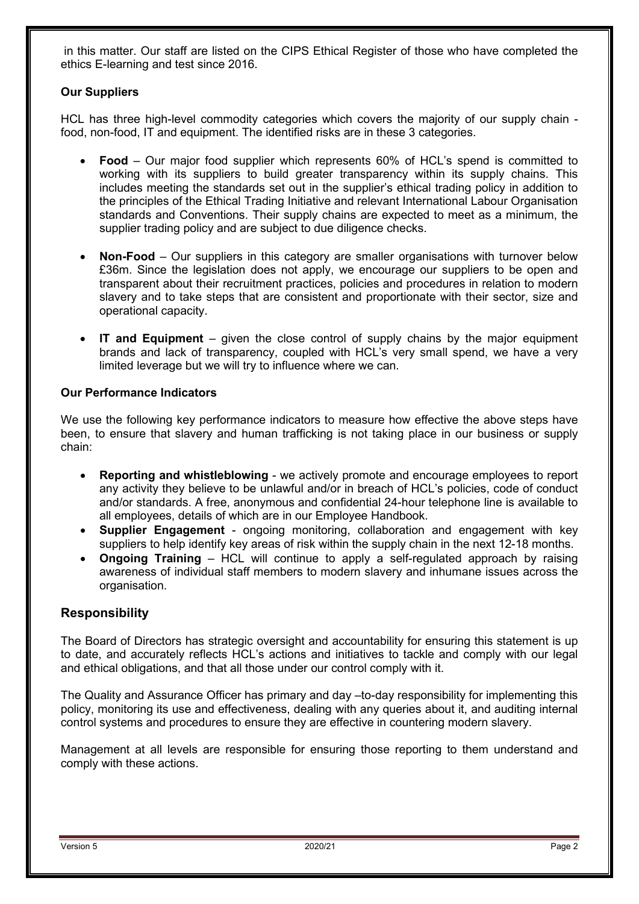in this matter. Our staff are listed on the CIPS Ethical Register of those who have completed the ethics E-learning and test since 2016.

**Our Suppliers**

HCL has three high-level commodity categories which covers the majority of our supply chain - food, non-food, IT and equipment. The identified risks are in these 3 categories.

- **Food** – Our major food supplier which represents 60% of HCL's spend is committed to working with its suppliers to build greater transparency within its supply chains. This includes meeting the standards set out in the supplier's ethical trading policy in addition to the principles of the Ethical Trading Initiative and relevant International Labour Organisation standards and Conventions. Their supply chains are expected to meet as a minimum, the supplier trading policy and are subject to due diligence checks.

- **Non-Food** – Our suppliers in this category are smaller organisations with turnover below £36m. Since the legislation does not apply, we encourage our suppliers to be open and transparent about their recruitment practices, policies and procedures in relation to modern slavery and to take steps that are consistent and proportionate with their sector, size and operational capacity.

- **IT and Equipment** – given the close control of supply chains by the major equipment brands and lack of transparency, coupled with HCL's very small spend, we have a very limited leverage but we will try to influence where we can.

**Our Performance Indicators**

We use the following key performance indicators to measure how effective the above steps have been, to ensure that slavery and human trafficking is not taking place in our business or supply chain:

- **Reporting and whistleblowing** - we actively promote and encourage employees to report any activity they believe to be unlawful and/or in breach of HCL's policies, code of conduct and/or standards. A free, anonymous and confidential 24-hour telephone line is available to all employees, details of which are in our Employee Handbook.
- **Supplier Engagement** - ongoing monitoring, collaboration and engagement with key suppliers to help identify key areas of risk within the supply chain in the next 12-18 months.
- **Ongoing Training** – HCL will continue to apply a self-regulated approach by raising awareness of individual staff members to modern slavery and inhumane issues across the organisation.

## Responsibility

The Board of Directors has strategic oversight and accountability for ensuring this statement is up to date, and accurately reflects HCL's actions and initiatives to tackle and comply with our legal and ethical obligations, and that all those under our control comply with it.

The Quality and Assurance Officer has primary and day –to-day responsibility for implementing this policy, monitoring its use and effectiveness, dealing with any queries about it, and auditing internal control systems and procedures to ensure they are effective in countering modern slavery.

Management at all levels are responsible for ensuring those reporting to them understand and comply with these actions.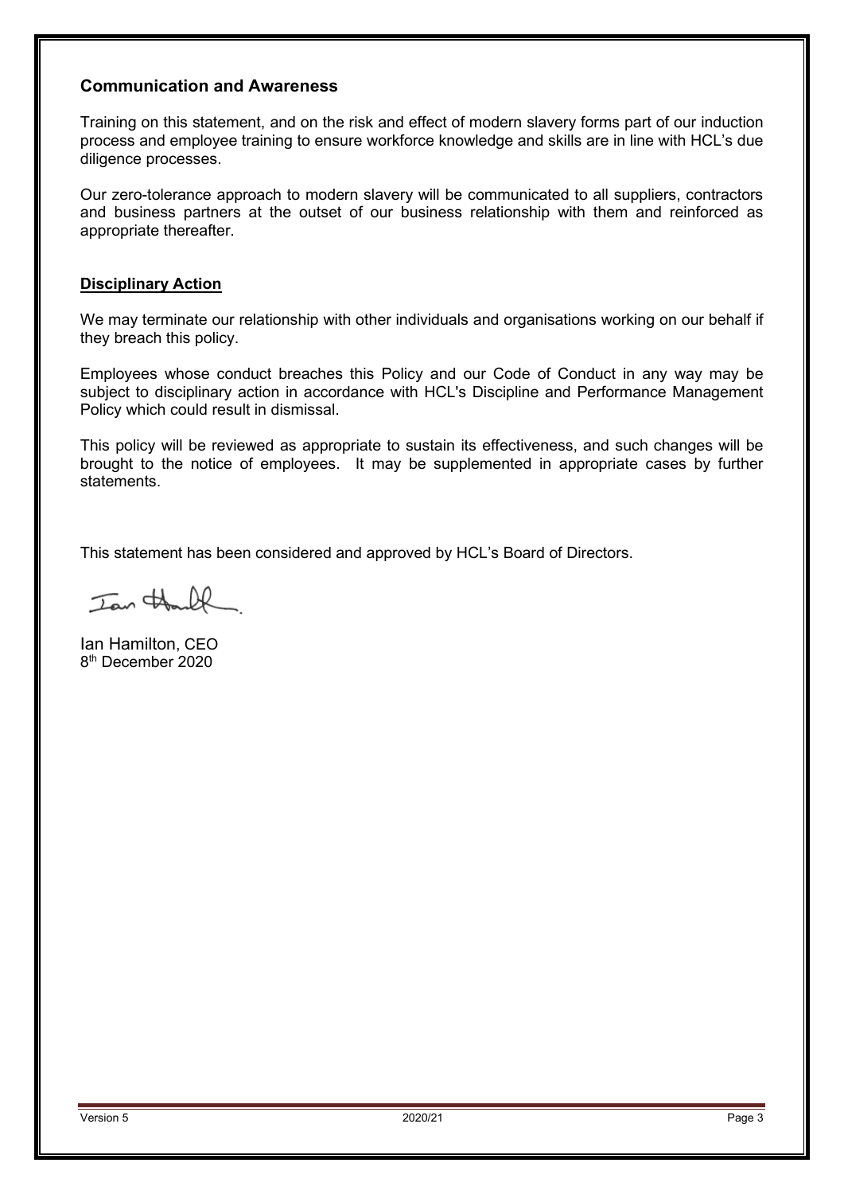### Communication and Awareness

Training on this statement, and on the risk and effect of modern slavery forms part of our induction process and employee training to ensure workforce knowledge and skills are in line with HCL's due diligence processes.

Our zero-tolerance approach to modern slavery will be communicated to all suppliers, contractors and business partners at the outset of our business relationship with them and reinforced as appropriate thereafter.

**Disciplinary Action**

We may terminate our relationship with other individuals and organisations working on our behalf if they breach this policy.

Employees whose conduct breaches this Policy and our Code of Conduct in any way may be subject to disciplinary action in accordance with HCL's Discipline and Performance Management Policy which could result in dismissal.

This policy will be reviewed as appropriate to sustain its effectiveness, and such changes will be brought to the notice of employees. It may be supplemented in appropriate cases by further statements.

This statement has been considered and approved by HCL's Board of Directors.

Ian Hamilton, CEO
8th December 2020